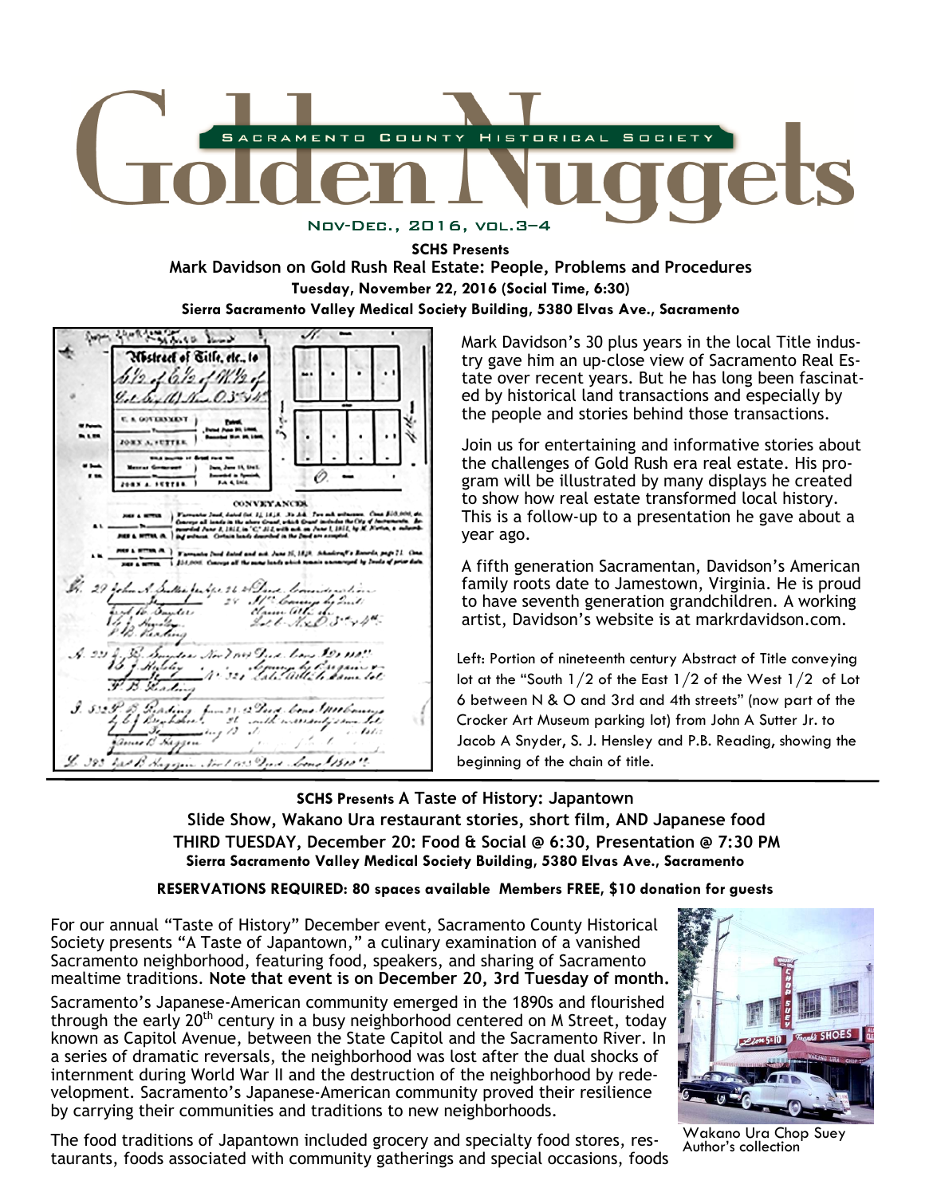# Golden Nuggets

SACRAMENTO COUNTY HISTORICAL SOCIETY

NOV-DEC., 2016, VOL.3–4

**SCHS Presents**

## Mark Davidson on Gold Rush Real Estate: People, Problems and Procedures

**Tuesday, November 22, 2016 (Social Time, 6:30)**

**Sierra Sacramento Valley Medical Society Building, 5380 Elvas Ave., Sacramento**

Mark Davidson's 30 plus years in the local Title industry gave him an up-close view of Sacramento Real Estate over recent years. But he has long been fascinated by historical land transactions and especially by the people and stories behind those transactions.

Join us for entertaining and informative stories about the challenges of Gold Rush era real estate. His program will be illustrated by many displays he created to show how real estate transformed local history. This is a follow-up to a presentation he gave about a year ago.

A fifth generation Sacramentan, Davidson's American family roots date to Jamestown, Virginia. He is proud to have seventh generation grandchildren. A working artist, Davidson's website is at markrdavidson.com.

Left: Portion of nineteenth century Abstract of Title conveying lot at the "South 1/2 of the East 1/2 of the West 1/2 of Lot 6 between N & O and 3rd and 4th streets" (now part of the Crocker Art Museum parking lot) from John A Sutter Jr. to Jacob A Snyder, S. J. Hensley and P.B. Reading, showing the beginning of the chain of title.

---

**SCHS Presents** **A Taste of History: Japantown**

**Slide Show, Wakano Ura restaurant stories, short film, AND Japanese food**

**THIRD TUESDAY, December 20: Food & Social @ 6:30, Presentation @ 7:30 PM**

**Sierra Sacramento Valley Medical Society Building, 5380 Elvas Ave., Sacramento**

**RESERVATIONS REQUIRED: 80 spaces available Members FREE, $10 donation for guests**

For our annual "Taste of History" December event, Sacramento County Historical Society presents "A Taste of Japantown," a culinary examination of a vanished Sacramento neighborhood, featuring food, speakers, and sharing of Sacramento mealtime traditions. **Note that event is on December 20, 3rd Tuesday of month.**

Sacramento's Japanese-American community emerged in the 1890s and flourished through the early 20th century in a busy neighborhood centered on M Street, today known as Capitol Avenue, between the State Capitol and the Sacramento River. In a series of dramatic reversals, the neighborhood was lost after the dual shocks of internment during World War II and the destruction of the neighborhood by redevelopment. Sacramento's Japanese-American community proved their resilience by carrying their communities and traditions to new neighborhoods.

Wakano Ura Chop Suey
Author's collection

The food traditions of Japantown included grocery and specialty food stores, restaurants, foods associated with community gatherings and special occasions, foods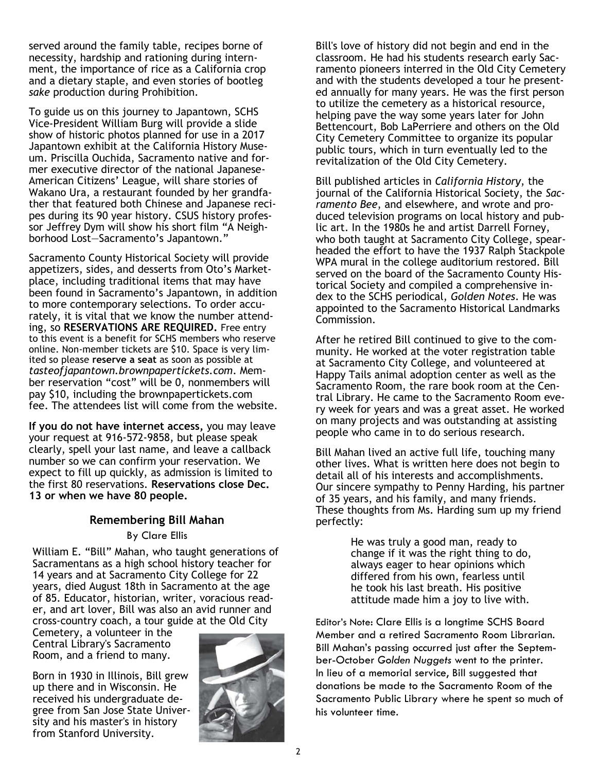served around the family table, recipes borne of necessity, hardship and rationing during internment, the importance of rice as a California crop and a dietary staple, and even stories of bootleg *sake* production during Prohibition.

To guide us on this journey to Japantown, SCHS Vice-President William Burg will provide a slide show of historic photos planned for use in a 2017 Japantown exhibit at the California History Museum. Priscilla Ouchida, Sacramento native and former executive director of the national Japanese-American Citizens' League, will share stories of Wakano Ura, a restaurant founded by her grandfather that featured both Chinese and Japanese recipes during its 90 year history. CSUS history professor Jeffrey Dym will show his short film "A Neighborhood Lost—Sacramento's Japantown."

Sacramento County Historical Society will provide appetizers, sides, and desserts from Oto's Marketplace, including traditional items that may have been found in Sacramento's Japantown, in addition to more contemporary selections. To order accurately, it is vital that we know the number attending, so **RESERVATIONS ARE REQUIRED.** Free entry to this event is a benefit for SCHS members who reserve online. Non-member tickets are $10. Space is very limited so please **reserve a seat** as soon as possible at *tasteofjapantown.brownpapertickets.com*. Member reservation "cost" will be 0, nonmembers will pay $10, including the brownpapertickets.com fee. The attendees list will come from the website.

**If you do not have internet access,** you may leave your request at 916-572-9858, but please speak clearly, spell your last name, and leave a callback number so we can confirm your reservation. We expect to fill up quickly, as admission is limited to the first 80 reservations. **Reservations close Dec. 13 or when we have 80 people.**

## Remembering Bill Mahan

By Clare Ellis

William E. "Bill" Mahan, who taught generations of Sacramentans as a high school history teacher for 14 years and at Sacramento City College for 22 years, died August 18th in Sacramento at the age of 85. Educator, historian, writer, voracious reader, and art lover, Bill was also an avid runner and cross-country coach, a tour guide at the Old City Cemetery, a volunteer in the Central Library's Sacramento Room, and a friend to many.

Born in 1930 in Illinois, Bill grew up there and in Wisconsin. He received his undergraduate degree from San Jose State University and his master's in history from Stanford University.

Bill's love of history did not begin and end in the classroom. He had his students research early Sacramento pioneers interred in the Old City Cemetery and with the students developed a tour he presented annually for many years. He was the first person to utilize the cemetery as a historical resource, helping pave the way some years later for John Bettencourt, Bob LaPerriere and others on the Old City Cemetery Committee to organize its popular public tours, which in turn eventually led to the revitalization of the Old City Cemetery.

Bill published articles in *California History*, the journal of the California Historical Society, the *Sacramento Bee*, and elsewhere, and wrote and produced television programs on local history and public art. In the 1980s he and artist Darrell Forney, who both taught at Sacramento City College, spearheaded the effort to have the 1937 Ralph Stackpole WPA mural in the college auditorium restored. Bill served on the board of the Sacramento County Historical Society and compiled a comprehensive index to the SCHS periodical, *Golden Notes*. He was appointed to the Sacramento Historical Landmarks Commission.

After he retired Bill continued to give to the community. He worked at the voter registration table at Sacramento City College, and volunteered at Happy Tails animal adoption center as well as the Sacramento Room, the rare book room at the Central Library. He came to the Sacramento Room every week for years and was a great asset. He worked on many projects and was outstanding at assisting people who came in to do serious research.

Bill Mahan lived an active full life, touching many other lives. What is written here does not begin to detail all of his interests and accomplishments. Our sincere sympathy to Penny Harding, his partner of 35 years, and his family, and many friends. These thoughts from Ms. Harding sum up my friend perfectly:

> He was truly a good man, ready to change if it was the right thing to do, always eager to hear opinions which differed from his own, fearless until he took his last breath. His positive attitude made him a joy to live with.

Editor's Note: Clare Ellis is a longtime SCHS Board Member and a retired Sacramento Room Librarian. Bill Mahan's passing occurred just after the September-October *Golden Nuggets* went to the printer. In lieu of a memorial service, Bill suggested that donations be made to the Sacramento Room of the Sacramento Public Library where he spent so much of his volunteer time.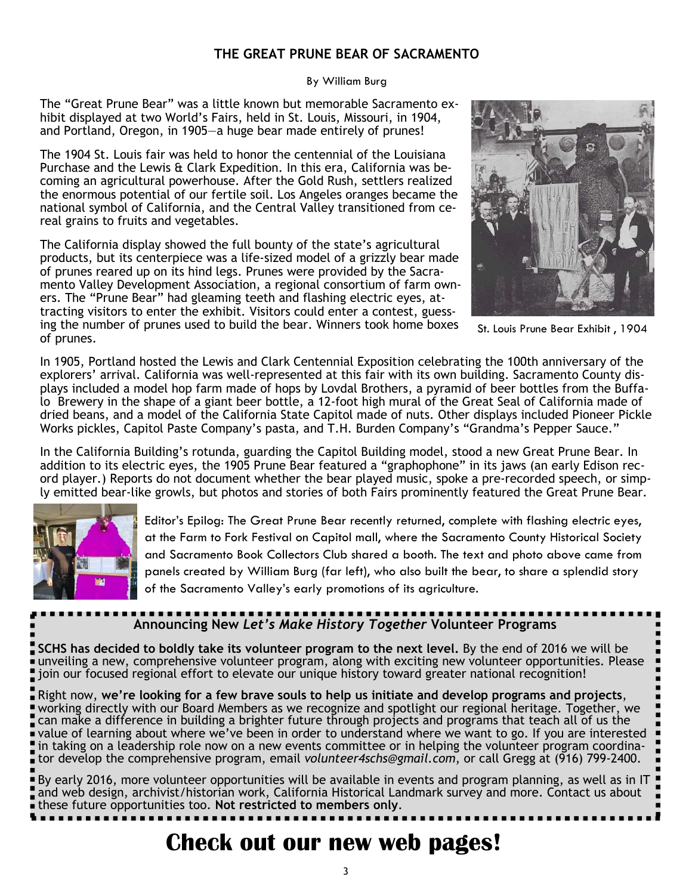## THE GREAT PRUNE BEAR OF SACRAMENTO

By William Burg

The "Great Prune Bear" was a little known but memorable Sacramento exhibit displayed at two World's Fairs, held in St. Louis, Missouri, in 1904, and Portland, Oregon, in 1905—a huge bear made entirely of prunes!

The 1904 St. Louis fair was held to honor the centennial of the Louisiana Purchase and the Lewis & Clark Expedition. In this era, California was becoming an agricultural powerhouse. After the Gold Rush, settlers realized the enormous potential of our fertile soil. Los Angeles oranges became the national symbol of California, and the Central Valley transitioned from cereal grains to fruits and vegetables.

The California display showed the full bounty of the state's agricultural products, but its centerpiece was a life-sized model of a grizzly bear made of prunes reared up on its hind legs. Prunes were provided by the Sacramento Valley Development Association, a regional consortium of farm owners. The "Prune Bear" had gleaming teeth and flashing electric eyes, attracting visitors to enter the exhibit. Visitors could enter a contest, guessing the number of prunes used to build the bear. Winners took home boxes of prunes.

St. Louis Prune Bear Exhibit , 1904

In 1905, Portland hosted the Lewis and Clark Centennial Exposition celebrating the 100th anniversary of the explorers' arrival. California was well-represented at this fair with its own building. Sacramento County displays included a model hop farm made of hops by Lovdal Brothers, a pyramid of beer bottles from the Buffalo Brewery in the shape of a giant beer bottle, a 12-foot high mural of the Great Seal of California made of dried beans, and a model of the California State Capitol made of nuts. Other displays included Pioneer Pickle Works pickles, Capitol Paste Company's pasta, and T.H. Burden Company's "Grandma's Pepper Sauce."

In the California Building's rotunda, guarding the Capitol Building model, stood a new Great Prune Bear. In addition to its electric eyes, the 1905 Prune Bear featured a "graphophone" in its jaws (an early Edison record player.) Reports do not document whether the bear played music, spoke a pre-recorded speech, or simply emitted bear-like growls, but photos and stories of both Fairs prominently featured the Great Prune Bear.

Editor's Epilog: The Great Prune Bear recently returned, complete with flashing electric eyes, at the Farm to Fork Festival on Capitol mall, where the Sacramento County Historical Society and Sacramento Book Collectors Club shared a booth. The text and photo above came from panels created by William Burg (far left), who also built the bear, to share a splendid story of the Sacramento Valley's early promotions of its agriculture.

### Announcing New *Let's Make History Together* Volunteer Programs

**SCHS has decided to boldly take its volunteer program to the next level.** By the end of 2016 we will be unveiling a new, comprehensive volunteer program, along with exciting new volunteer opportunities. Please join our focused regional effort to elevate our unique history toward greater national recognition!

Right now, **we're looking for a few brave souls to help us initiate and develop programs and projects**, working directly with our Board Members as we recognize and spotlight our regional heritage. Together, we can make a difference in building a brighter future through projects and programs that teach all of us the value of learning about where we've been in order to understand where we want to go. If you are interested in taking on a leadership role now on a new events committee or in helping the volunteer program coordinator develop the comprehensive program, email *volunteer4schs@gmail.com*, or call Gregg at (916) 799-2400.

By early 2016, more volunteer opportunities will be available in events and program planning, as well as in IT and web design, archivist/historian work, California Historical Landmark survey and more. Contact us about these future opportunities too. **Not restricted to members only**.

# Check out our new web pages!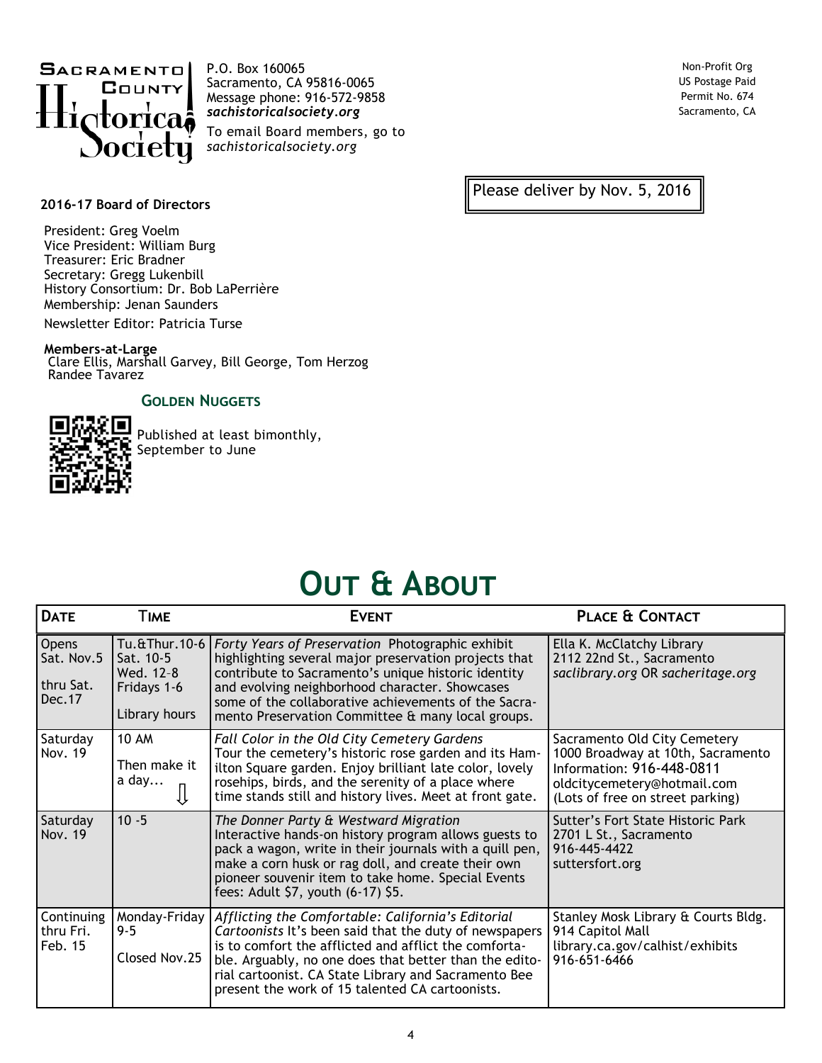**SACRAMENTO COUNTY Historical Society**

P.O. Box 160065
Sacramento, CA 95816-0065
Message phone: 916-572-9858
***sachistoricalsociety.org***
To email Board members, go to
*sachistoricalsociety.org*

Non-Profit Org
US Postage Paid
Permit No. 674
Sacramento, CA

Please deliver by Nov. 5, 2016

**2016-17 Board of Directors**

President: Greg Voelm
Vice President: William Burg
Treasurer: Eric Bradner
Secretary: Gregg Lukenbill
History Consortium: Dr. Bob LaPerrière
Membership: Jenan Saunders
Newsletter Editor: Patricia Turse

**Members-at-Large**
Clare Ellis, Marshall Garvey, Bill George, Tom Herzog
Randee Tavarez

**GOLDEN NUGGETS**

Published at least bimonthly,
September to June

# OUT & ABOUT

| DATE | TIME | EVENT | PLACE & CONTACT |
|---|---|---|---|
| Opens Sat. Nov.5 thru Sat. Dec.17 | Tu.&Thur.10-6 Sat. 10-5 Wed. 12-8 Fridays 1-6 Library hours | *Forty Years of Preservation* Photographic exhibit highlighting several major preservation projects that contribute to Sacramento's unique historic identity and evolving neighborhood character. Showcases some of the collaborative achievements of the Sacramento Preservation Committee & many local groups. | Ella K. McClatchy Library 2112 22nd St., Sacramento *saclibrary.org* OR *sacheritage.org* |
| Saturday Nov. 19 | 10 AM Then make it a day... ⇩ | *Fall Color in the Old City Cemetery Gardens* Tour the cemetery's historic rose garden and its Hamilton Square garden. Enjoy brilliant late color, lovely rosehips, birds, and the serenity of a place where time stands still and history lives. Meet at front gate. | Sacramento Old City Cemetery 1000 Broadway at 10th, Sacramento Information: 916-448-0811 oldcitycemetery@hotmail.com (Lots of free on street parking) |
| Saturday Nov. 19 | 10 -5 | *The Donner Party & Westward Migration* Interactive hands-on history program allows guests to pack a wagon, write in their journals with a quill pen, make a corn husk or rag doll, and create their own pioneer souvenir item to take home. Special Events fees: Adult $7, youth (6-17) $5. | Sutter's Fort State Historic Park 2701 L St., Sacramento 916-445-4422 suttersfort.org |
| Continuing thru Fri. Feb. 15 | Monday-Friday 9-5 Closed Nov.25 | *Afflicting the Comfortable: California's Editorial Cartoonists* It's been said that the duty of newspapers is to comfort the afflicted and afflict the comfortable. Arguably, no one does that better than the editorial cartoonist. CA State Library and Sacramento Bee present the work of 15 talented CA cartoonists. | Stanley Mosk Library & Courts Bldg. 914 Capitol Mall library.ca.gov/calhist/exhibits 916-651-6466 |